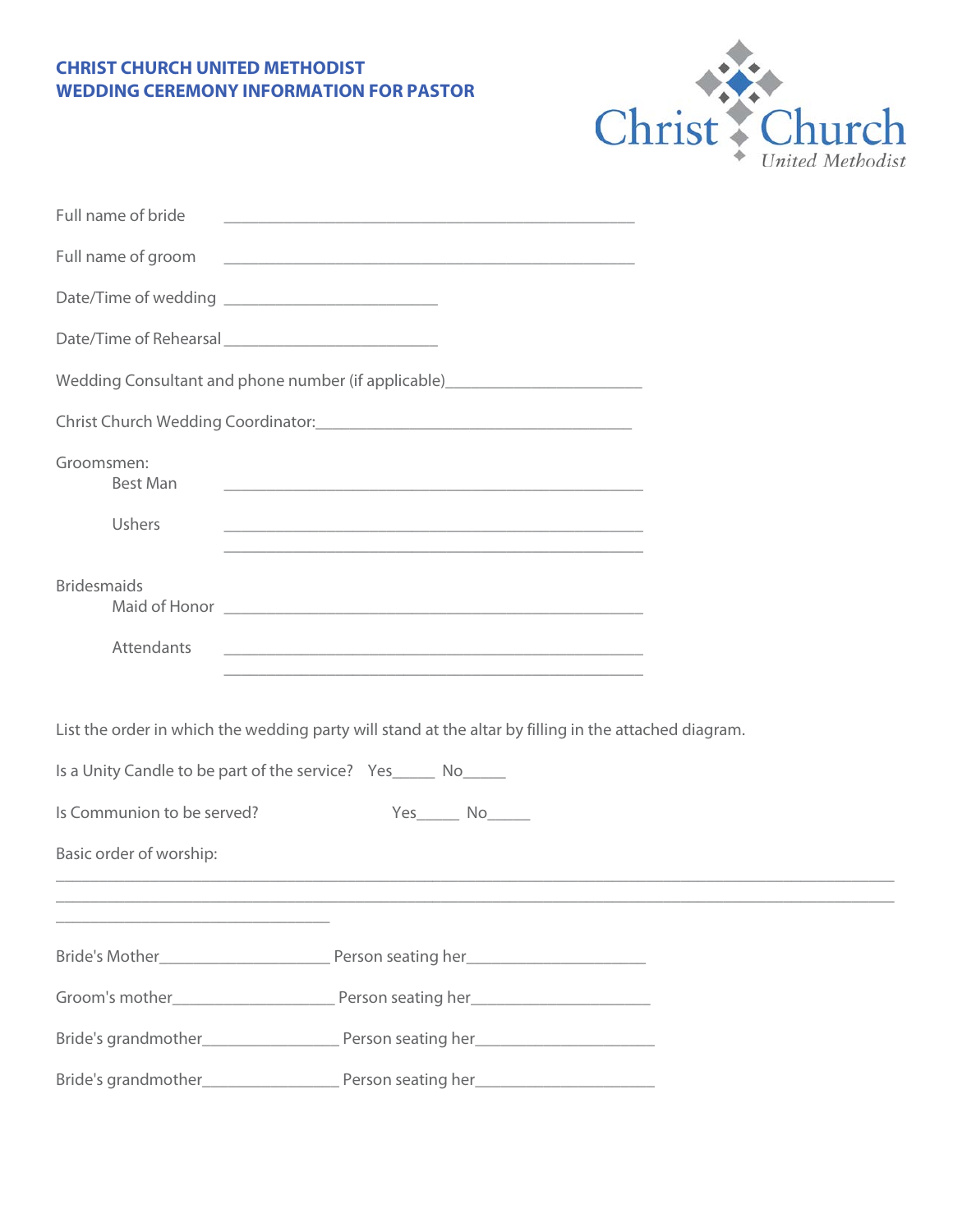## CHRIST CHURCH UNITED METHODIST
## WEDDING CEREMONY INFORMATION FOR PASTOR

Christ Church
United Methodist

Full name of bride ________________________________________________

Full name of groom ________________________________________________

Date/Time of wedding _________________________

Date/Time of Rehearsal _________________________

Wedding Consultant and phone number (if applicable)______________________

Christ Church Wedding Coordinator:____________________________________

Groomsmen:

Best Man ________________________________________________

Ushers ________________________________________________

________________________________________________

Bridesmaids

Maid of Honor ________________________________________________

Attendants ________________________________________________

________________________________________________

List the order in which the wedding party will stand at the altar by filling in the attached diagram.

Is a Unity Candle to be part of the service? Yes_____ No_____

Is Communion to be served? Yes_____ No_____

Basic order of worship:

___________________________________________________________________________________________________

___________________________________________________________________________________________________

________________________________

Bride's Mother____________________ Person seating her_____________________

Groom's mother___________________ Person seating her_____________________

Bride's grandmother________________ Person seating her_____________________

Bride's grandmother________________ Person seating her_____________________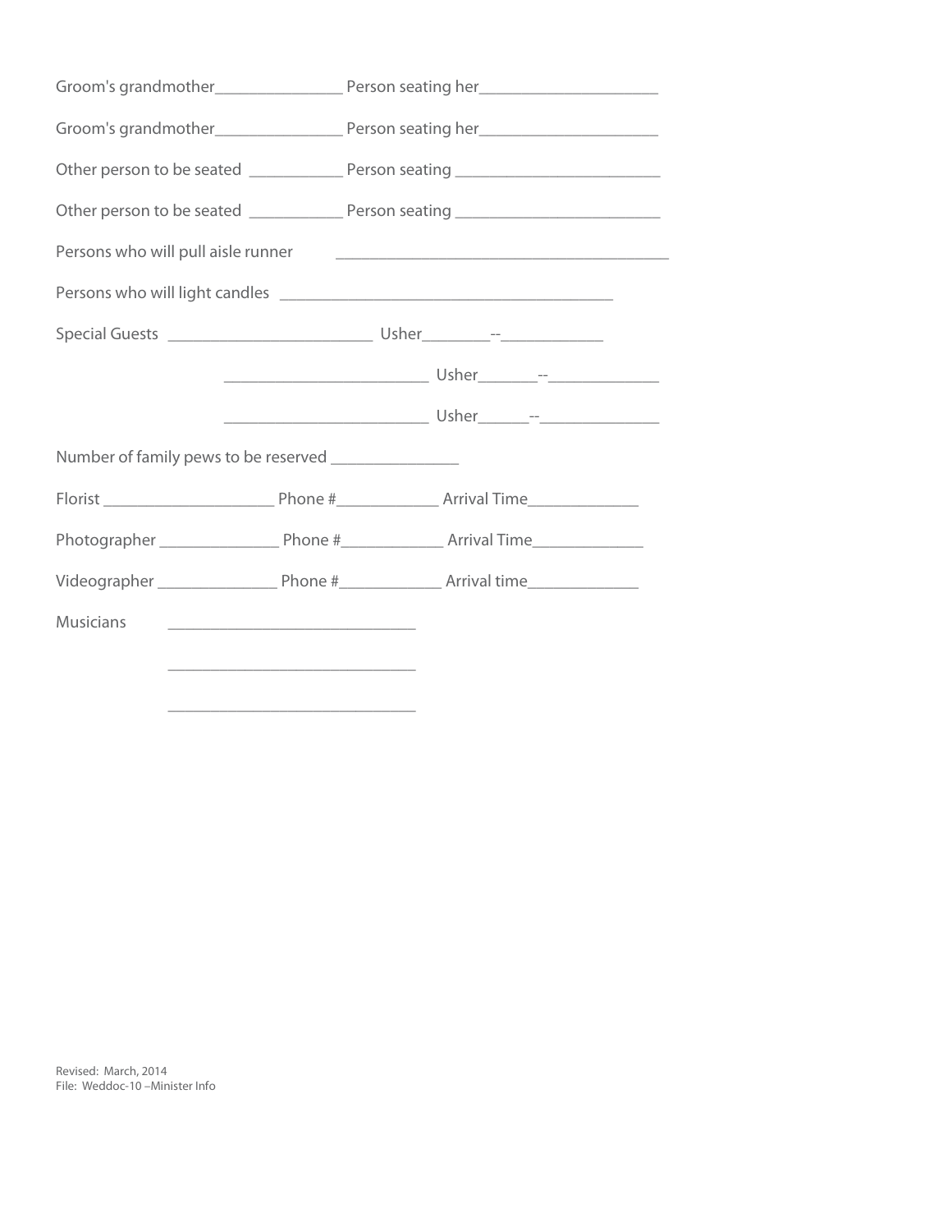Groom's grandmother_______________ Person seating her_____________________

Groom's grandmother_______________ Person seating her_____________________

Other person to be seated ___________ Person seating ________________________

Other person to be seated ___________ Person seating ________________________

Persons who will pull aisle runner ________________________________________

Persons who will light candles ________________________________________

Special Guests ________________________ Usher________--____________

________________________ Usher_______--_____________

________________________ Usher______--______________

Number of family pews to be reserved _______________

Florist ____________________ Phone #____________ Arrival Time_____________

Photographer ______________ Phone #____________ Arrival Time_____________

Videographer ______________ Phone #____________ Arrival time_____________

Musicians _____________________________

_____________________________

_____________________________

Revised: March, 2014
File: Weddoc-10 –Minister Info